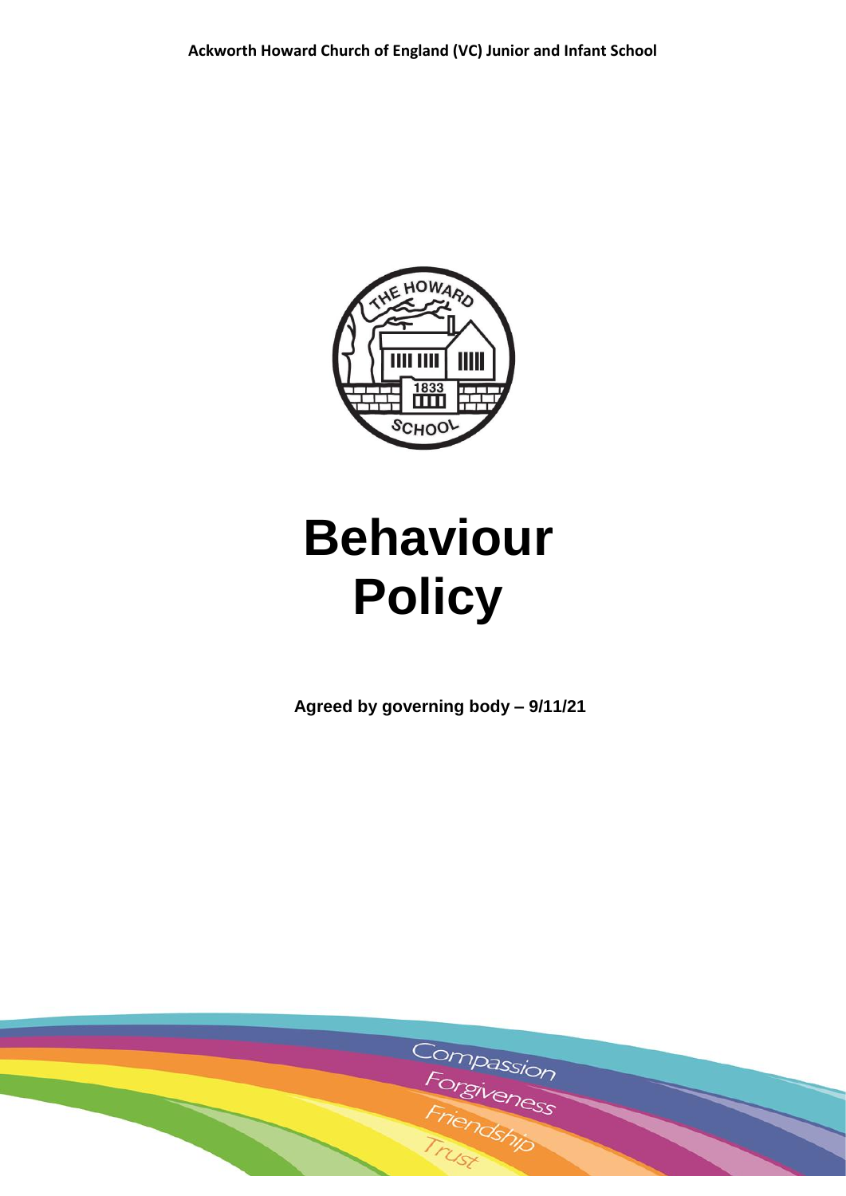**Ackworth Howard Church of England (VC) Junior and Infant School**

# Behaviour Policy

**Agreed by governing body – 9/11/21**

Compassion
Forgiveness
Friendship
Trust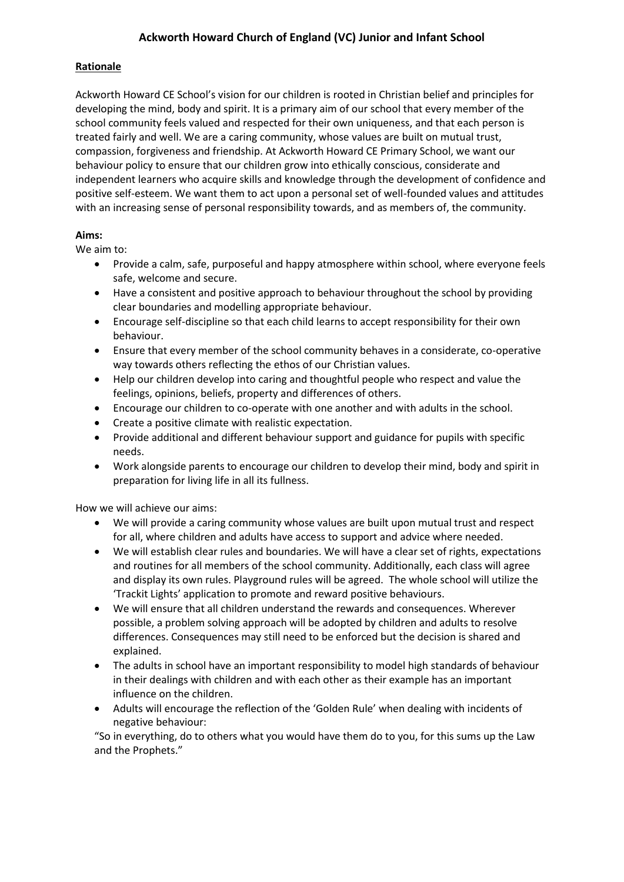# Ackworth Howard Church of England (VC) Junior and Infant School

**Rationale**

Ackworth Howard CE School's vision for our children is rooted in Christian belief and principles for developing the mind, body and spirit. It is a primary aim of our school that every member of the school community feels valued and respected for their own uniqueness, and that each person is treated fairly and well. We are a caring community, whose values are built on mutual trust, compassion, forgiveness and friendship. At Ackworth Howard CE Primary School, we want our behaviour policy to ensure that our children grow into ethically conscious, considerate and independent learners who acquire skills and knowledge through the development of confidence and positive self-esteem. We want them to act upon a personal set of well-founded values and attitudes with an increasing sense of personal responsibility towards, and as members of, the community.

**Aims:**

We aim to:

- Provide a calm, safe, purposeful and happy atmosphere within school, where everyone feels safe, welcome and secure.
- Have a consistent and positive approach to behaviour throughout the school by providing clear boundaries and modelling appropriate behaviour.
- Encourage self-discipline so that each child learns to accept responsibility for their own behaviour.
- Ensure that every member of the school community behaves in a considerate, co-operative way towards others reflecting the ethos of our Christian values.
- Help our children develop into caring and thoughtful people who respect and value the feelings, opinions, beliefs, property and differences of others.
- Encourage our children to co-operate with one another and with adults in the school.
- Create a positive climate with realistic expectation.
- Provide additional and different behaviour support and guidance for pupils with specific needs.
- Work alongside parents to encourage our children to develop their mind, body and spirit in preparation for living life in all its fullness.

How we will achieve our aims:

- We will provide a caring community whose values are built upon mutual trust and respect for all, where children and adults have access to support and advice where needed.
- We will establish clear rules and boundaries. We will have a clear set of rights, expectations and routines for all members of the school community. Additionally, each class will agree and display its own rules. Playground rules will be agreed. The whole school will utilize the 'Trackit Lights' application to promote and reward positive behaviours.
- We will ensure that all children understand the rewards and consequences. Wherever possible, a problem solving approach will be adopted by children and adults to resolve differences. Consequences may still need to be enforced but the decision is shared and explained.
- The adults in school have an important responsibility to model high standards of behaviour in their dealings with children and with each other as their example has an important influence on the children.
- Adults will encourage the reflection of the 'Golden Rule' when dealing with incidents of negative behaviour:

"So in everything, do to others what you would have them do to you, for this sums up the Law and the Prophets."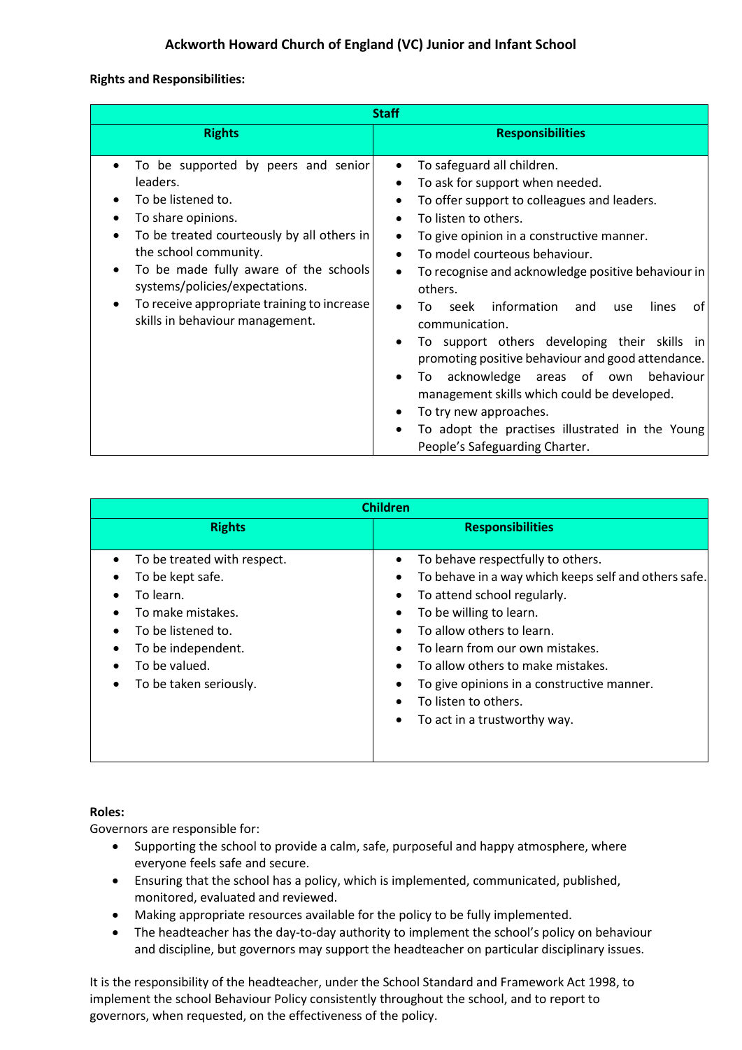**Ackworth Howard Church of England (VC) Junior and Infant School**

**Rights and Responsibilities:**

| Staff | |
|---|---|
| **Rights** | **Responsibilities** |
| • To be supported by peers and senior leaders.<br>• To be listened to.<br>• To share opinions.<br>• To be treated courteously by all others in the school community.<br>• To be made fully aware of the schools systems/policies/expectations.<br>• To receive appropriate training to increase skills in behaviour management. | • To safeguard all children.<br>• To ask for support when needed.<br>• To offer support to colleagues and leaders.<br>• To listen to others.<br>• To give opinion in a constructive manner.<br>• To model courteous behaviour.<br>• To recognise and acknowledge positive behaviour in others.<br>• To seek information and use lines of communication.<br>• To support others developing their skills in promoting positive behaviour and good attendance.<br>• To acknowledge areas of own behaviour management skills which could be developed.<br>• To try new approaches.<br>• To adopt the practises illustrated in the Young People's Safeguarding Charter. |

| Children | |
|---|---|
| **Rights** | **Responsibilities** |
| • To be treated with respect.<br>• To be kept safe.<br>• To learn.<br>• To make mistakes.<br>• To be listened to.<br>• To be independent.<br>• To be valued.<br>• To be taken seriously. | • To behave respectfully to others.<br>• To behave in a way which keeps self and others safe.<br>• To attend school regularly.<br>• To be willing to learn.<br>• To allow others to learn.<br>• To learn from our own mistakes.<br>• To allow others to make mistakes.<br>• To give opinions in a constructive manner.<br>• To listen to others.<br>• To act in a trustworthy way. |

**Roles:**

Governors are responsible for:

- Supporting the school to provide a calm, safe, purposeful and happy atmosphere, where everyone feels safe and secure.
- Ensuring that the school has a policy, which is implemented, communicated, published, monitored, evaluated and reviewed.
- Making appropriate resources available for the policy to be fully implemented.
- The headteacher has the day-to-day authority to implement the school's policy on behaviour and discipline, but governors may support the headteacher on particular disciplinary issues.

It is the responsibility of the headteacher, under the School Standard and Framework Act 1998, to implement the school Behaviour Policy consistently throughout the school, and to report to governors, when requested, on the effectiveness of the policy.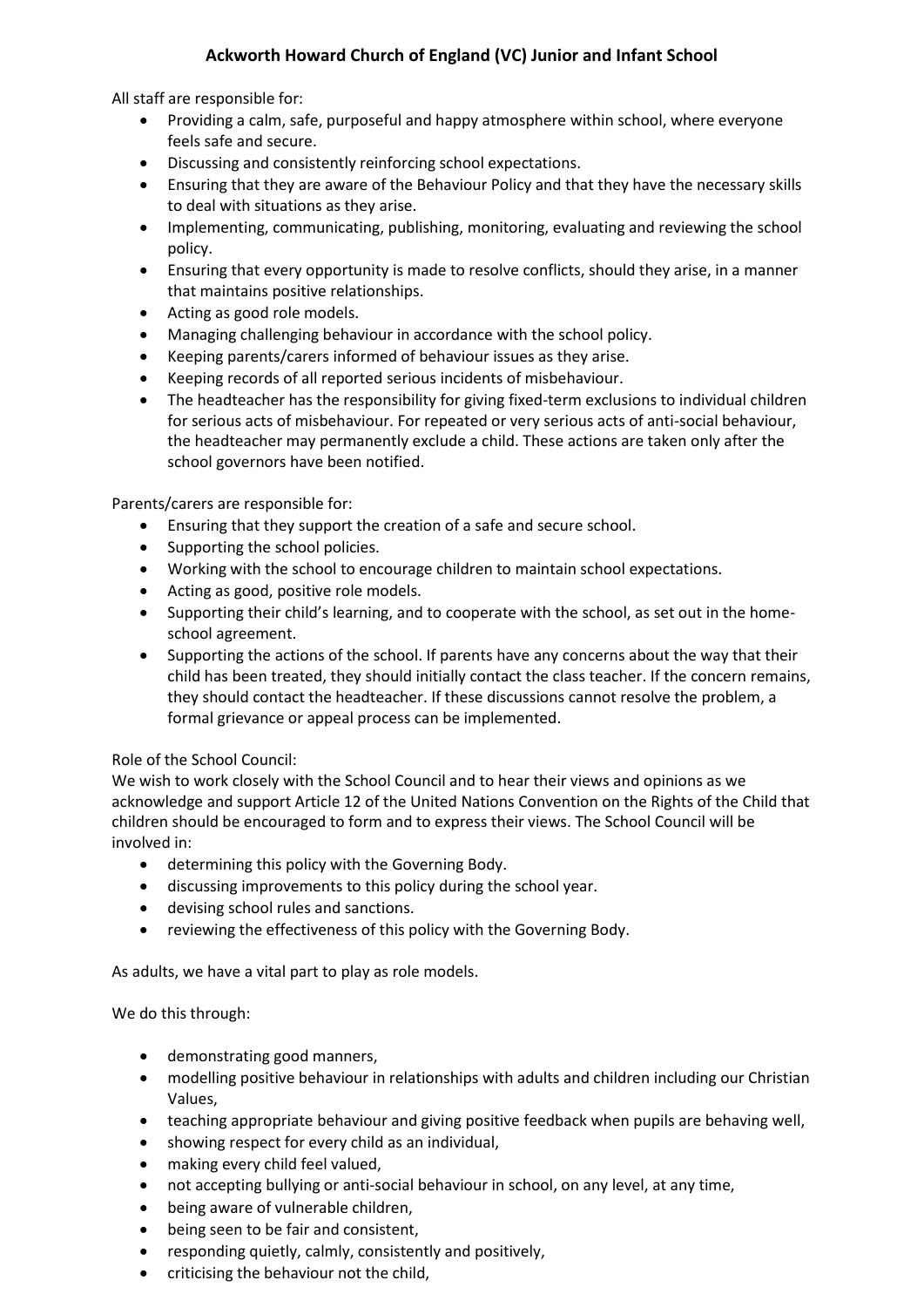All staff are responsible for:

- Providing a calm, safe, purposeful and happy atmosphere within school, where everyone feels safe and secure.
- Discussing and consistently reinforcing school expectations.
- Ensuring that they are aware of the Behaviour Policy and that they have the necessary skills to deal with situations as they arise.
- Implementing, communicating, publishing, monitoring, evaluating and reviewing the school policy.
- Ensuring that every opportunity is made to resolve conflicts, should they arise, in a manner that maintains positive relationships.
- Acting as good role models.
- Managing challenging behaviour in accordance with the school policy.
- Keeping parents/carers informed of behaviour issues as they arise.
- Keeping records of all reported serious incidents of misbehaviour.
- The headteacher has the responsibility for giving fixed-term exclusions to individual children for serious acts of misbehaviour. For repeated or very serious acts of anti-social behaviour, the headteacher may permanently exclude a child. These actions are taken only after the school governors have been notified.

Parents/carers are responsible for:

- Ensuring that they support the creation of a safe and secure school.
- Supporting the school policies.
- Working with the school to encourage children to maintain school expectations.
- Acting as good, positive role models.
- Supporting their child's learning, and to cooperate with the school, as set out in the home-school agreement.
- Supporting the actions of the school. If parents have any concerns about the way that their child has been treated, they should initially contact the class teacher. If the concern remains, they should contact the headteacher. If these discussions cannot resolve the problem, a formal grievance or appeal process can be implemented.

Role of the School Council:
We wish to work closely with the School Council and to hear their views and opinions as we acknowledge and support Article 12 of the United Nations Convention on the Rights of the Child that children should be encouraged to form and to express their views. The School Council will be involved in:

- determining this policy with the Governing Body.
- discussing improvements to this policy during the school year.
- devising school rules and sanctions.
- reviewing the effectiveness of this policy with the Governing Body.

As adults, we have a vital part to play as role models.

We do this through:

- demonstrating good manners,
- modelling positive behaviour in relationships with adults and children including our Christian Values,
- teaching appropriate behaviour and giving positive feedback when pupils are behaving well,
- showing respect for every child as an individual,
- making every child feel valued,
- not accepting bullying or anti-social behaviour in school, on any level, at any time,
- being aware of vulnerable children,
- being seen to be fair and consistent,
- responding quietly, calmly, consistently and positively,
- criticising the behaviour not the child,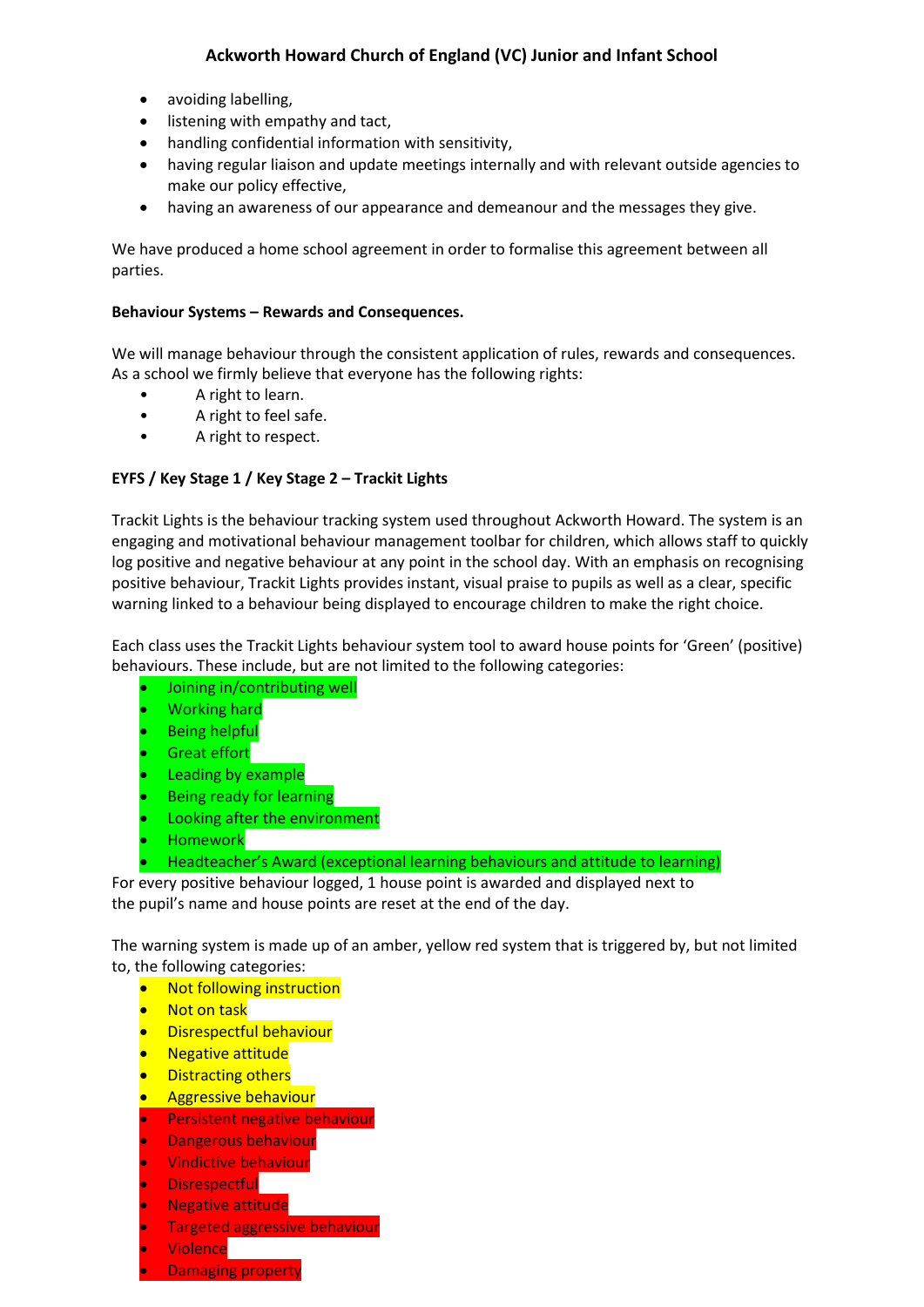- avoiding labelling,
- listening with empathy and tact,
- handling confidential information with sensitivity,
- having regular liaison and update meetings internally and with relevant outside agencies to make our policy effective,
- having an awareness of our appearance and demeanour and the messages they give.

We have produced a home school agreement in order to formalise this agreement between all parties.

**Behaviour Systems – Rewards and Consequences.**

We will manage behaviour through the consistent application of rules, rewards and consequences. As a school we firmly believe that everyone has the following rights:

- A right to learn.
- A right to feel safe.
- A right to respect.

**EYFS / Key Stage 1 / Key Stage 2 – Trackit Lights**

Trackit Lights is the behaviour tracking system used throughout Ackworth Howard. The system is an engaging and motivational behaviour management toolbar for children, which allows staff to quickly log positive and negative behaviour at any point in the school day. With an emphasis on recognising positive behaviour, Trackit Lights provides instant, visual praise to pupils as well as a clear, specific warning linked to a behaviour being displayed to encourage children to make the right choice.

Each class uses the Trackit Lights behaviour system tool to award house points for 'Green' (positive) behaviours. These include, but are not limited to the following categories:

- Joining in/contributing well
- Working hard
- Being helpful
- Great effort
- Leading by example
- Being ready for learning
- Looking after the environment
- Homework
- Headteacher's Award (exceptional learning behaviours and attitude to learning)

For every positive behaviour logged, 1 house point is awarded and displayed next to the pupil's name and house points are reset at the end of the day.

The warning system is made up of an amber, yellow red system that is triggered by, but not limited to, the following categories:

- Not following instruction
- Not on task
- Disrespectful behaviour
- Negative attitude
- Distracting others
- Aggressive behaviour
- Persistent negative behaviour
- Dangerous behaviour
- Vindictive behaviour
- Disrespectful
- Negative attitude
- Targeted aggressive behaviour
- Violence
- Damaging property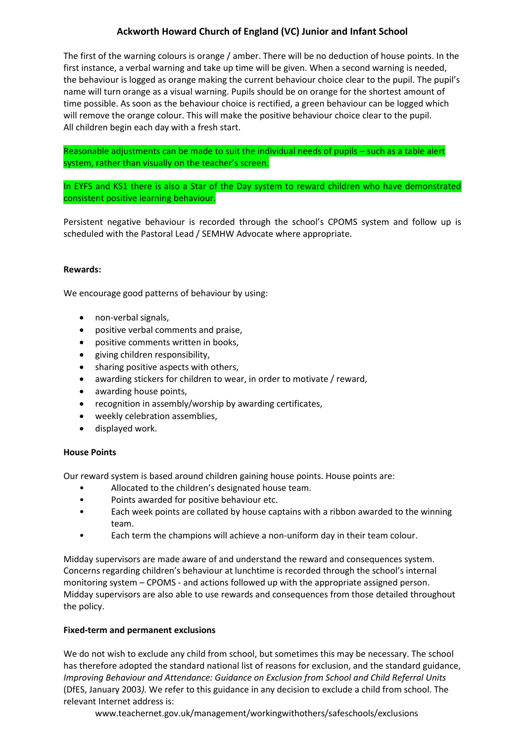The first of the warning colours is orange / amber. There will be no deduction of house points. In the first instance, a verbal warning and take up time will be given. When a second warning is needed, the behaviour is logged as orange making the current behaviour choice clear to the pupil. The pupil's name will turn orange as a visual warning. Pupils should be on orange for the shortest amount of time possible. As soon as the behaviour choice is rectified, a green behaviour can be logged which will remove the orange colour. This will make the positive behaviour choice clear to the pupil. All children begin each day with a fresh start.

Reasonable adjustments can be made to suit the individual needs of pupils – such as a table alert system, rather than visually on the teacher's screen.

In EYFS and KS1 there is also a Star of the Day system to reward children who have demonstrated consistent positive learning behaviour.

Persistent negative behaviour is recorded through the school's CPOMS system and follow up is scheduled with the Pastoral Lead / SEMHW Advocate where appropriate.

**Rewards:**

We encourage good patterns of behaviour by using:

- non-verbal signals,
- positive verbal comments and praise,
- positive comments written in books,
- giving children responsibility,
- sharing positive aspects with others,
- awarding stickers for children to wear, in order to motivate / reward,
- awarding house points,
- recognition in assembly/worship by awarding certificates,
- weekly celebration assemblies,
- displayed work.

**House Points**

Our reward system is based around children gaining house points. House points are:

- Allocated to the children's designated house team.
- Points awarded for positive behaviour etc.
- Each week points are collated by house captains with a ribbon awarded to the winning team.
- Each term the champions will achieve a non-uniform day in their team colour.

Midday supervisors are made aware of and understand the reward and consequences system. Concerns regarding children's behaviour at lunchtime is recorded through the school's internal monitoring system – CPOMS - and actions followed up with the appropriate assigned person. Midday supervisors are also able to use rewards and consequences from those detailed throughout the policy.

**Fixed-term and permanent exclusions**

We do not wish to exclude any child from school, but sometimes this may be necessary. The school has therefore adopted the standard national list of reasons for exclusion, and the standard guidance, *Improving Behaviour and Attendance: Guidance on Exclusion from School and Child Referral Units* (DfES, January 2003*).* We refer to this guidance in any decision to exclude a child from school. The relevant Internet address is:

www.teachernet.gov.uk/management/workingwithothers/safeschools/exclusions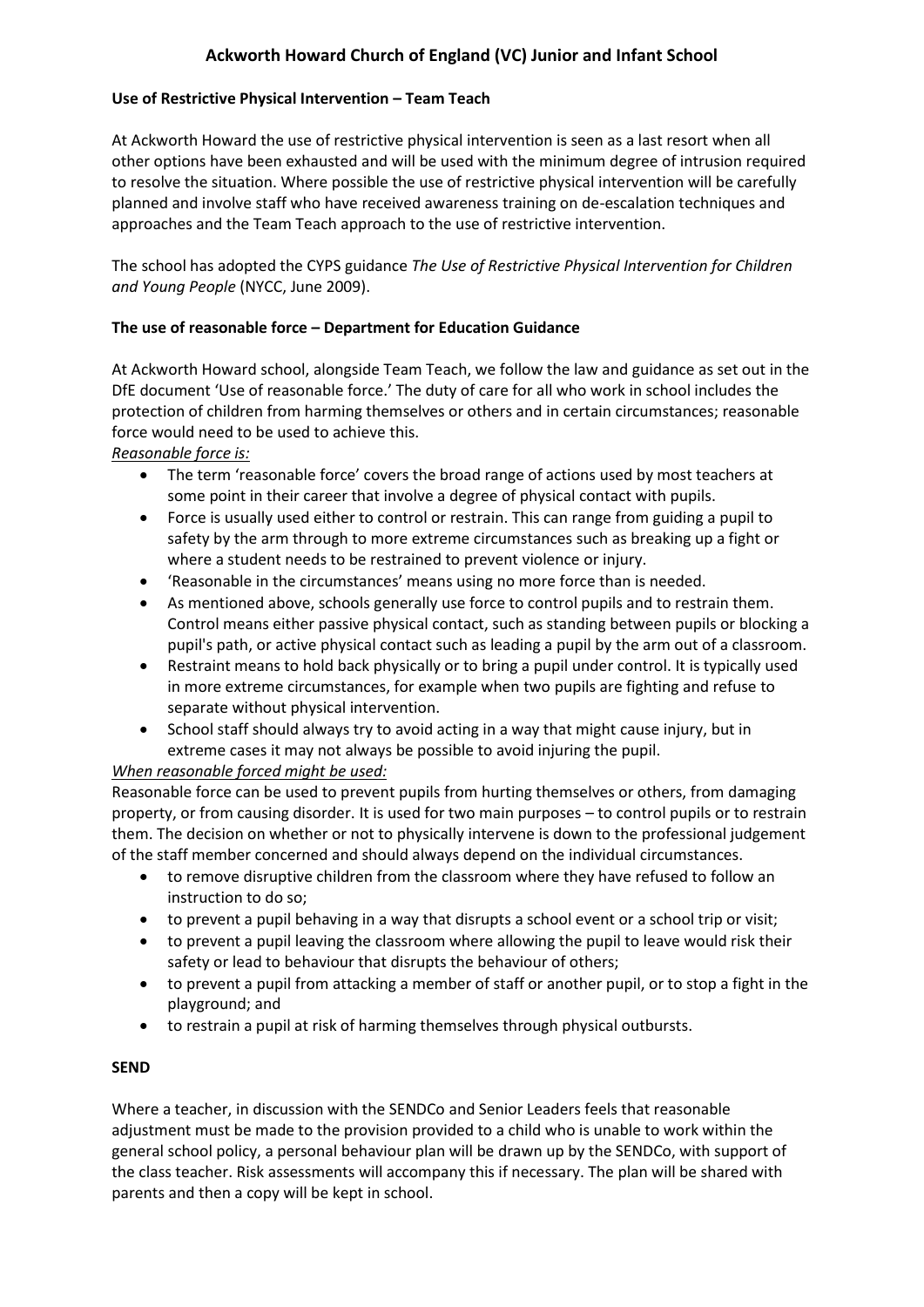**Use of Restrictive Physical Intervention – Team Teach**

At Ackworth Howard the use of restrictive physical intervention is seen as a last resort when all other options have been exhausted and will be used with the minimum degree of intrusion required to resolve the situation. Where possible the use of restrictive physical intervention will be carefully planned and involve staff who have received awareness training on de-escalation techniques and approaches and the Team Teach approach to the use of restrictive intervention.

The school has adopted the CYPS guidance *The Use of Restrictive Physical Intervention for Children and Young People* (NYCC, June 2009).

**The use of reasonable force – Department for Education Guidance**

At Ackworth Howard school, alongside Team Teach, we follow the law and guidance as set out in the DfE document 'Use of reasonable force.' The duty of care for all who work in school includes the protection of children from harming themselves or others and in certain circumstances; reasonable force would need to be used to achieve this.

*Reasonable force is:*

- The term 'reasonable force' covers the broad range of actions used by most teachers at some point in their career that involve a degree of physical contact with pupils.
- Force is usually used either to control or restrain. This can range from guiding a pupil to safety by the arm through to more extreme circumstances such as breaking up a fight or where a student needs to be restrained to prevent violence or injury.
- 'Reasonable in the circumstances' means using no more force than is needed.
- As mentioned above, schools generally use force to control pupils and to restrain them. Control means either passive physical contact, such as standing between pupils or blocking a pupil's path, or active physical contact such as leading a pupil by the arm out of a classroom.
- Restraint means to hold back physically or to bring a pupil under control. It is typically used in more extreme circumstances, for example when two pupils are fighting and refuse to separate without physical intervention.
- School staff should always try to avoid acting in a way that might cause injury, but in extreme cases it may not always be possible to avoid injuring the pupil.

*When reasonable forced might be used:*

Reasonable force can be used to prevent pupils from hurting themselves or others, from damaging property, or from causing disorder. It is used for two main purposes – to control pupils or to restrain them. The decision on whether or not to physically intervene is down to the professional judgement of the staff member concerned and should always depend on the individual circumstances.

- to remove disruptive children from the classroom where they have refused to follow an instruction to do so;
- to prevent a pupil behaving in a way that disrupts a school event or a school trip or visit;
- to prevent a pupil leaving the classroom where allowing the pupil to leave would risk their safety or lead to behaviour that disrupts the behaviour of others;
- to prevent a pupil from attacking a member of staff or another pupil, or to stop a fight in the playground; and
- to restrain a pupil at risk of harming themselves through physical outbursts.

**SEND**

Where a teacher, in discussion with the SENDCo and Senior Leaders feels that reasonable adjustment must be made to the provision provided to a child who is unable to work within the general school policy, a personal behaviour plan will be drawn up by the SENDCo, with support of the class teacher. Risk assessments will accompany this if necessary. The plan will be shared with parents and then a copy will be kept in school.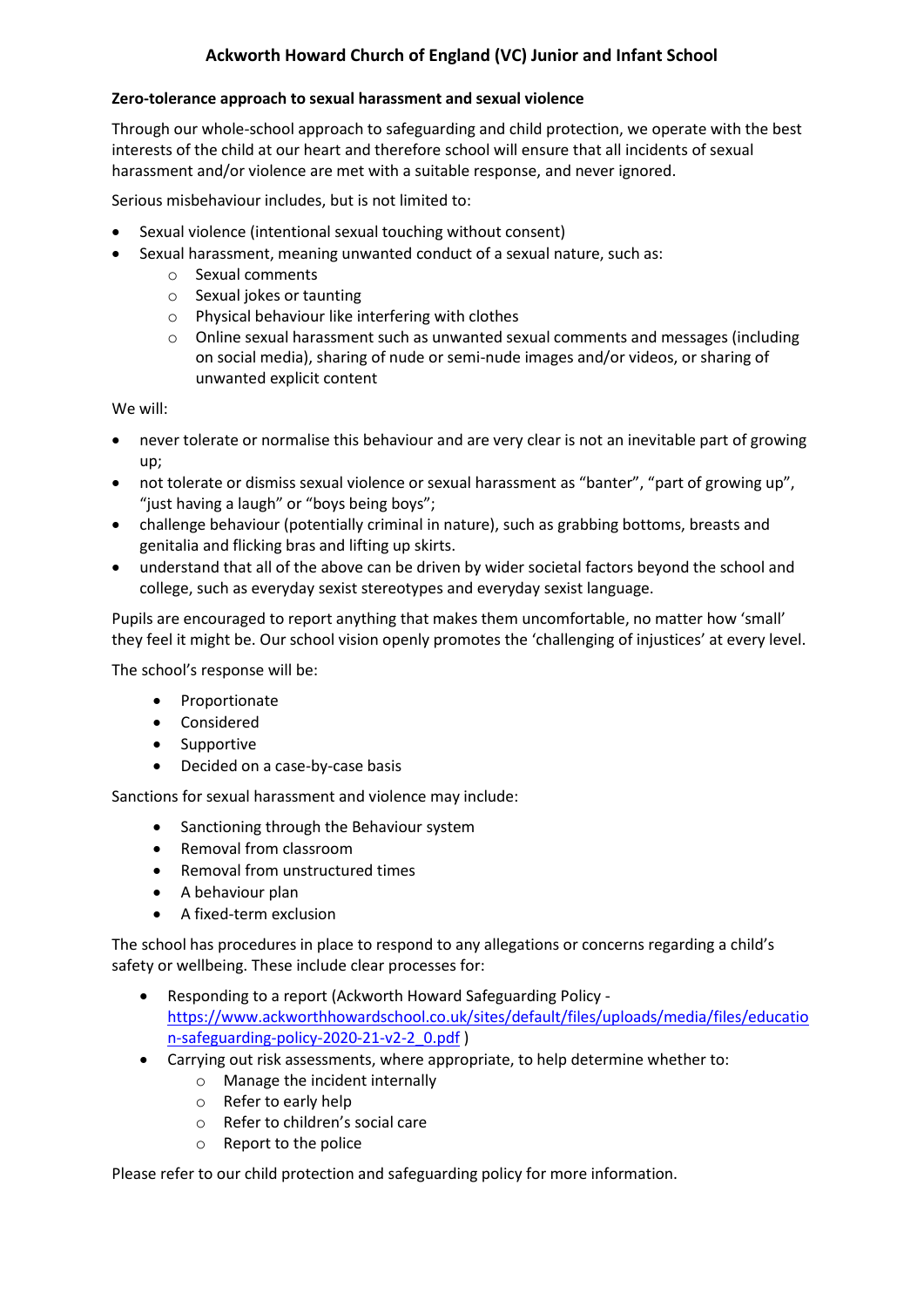**Zero-tolerance approach to sexual harassment and sexual violence**

Through our whole-school approach to safeguarding and child protection, we operate with the best interests of the child at our heart and therefore school will ensure that all incidents of sexual harassment and/or violence are met with a suitable response, and never ignored.

Serious misbehaviour includes, but is not limited to:

- Sexual violence (intentional sexual touching without consent)
- Sexual harassment, meaning unwanted conduct of a sexual nature, such as:
  - Sexual comments
  - Sexual jokes or taunting
  - Physical behaviour like interfering with clothes
  - Online sexual harassment such as unwanted sexual comments and messages (including on social media), sharing of nude or semi-nude images and/or videos, or sharing of unwanted explicit content

We will:

- never tolerate or normalise this behaviour and are very clear is not an inevitable part of growing up;
- not tolerate or dismiss sexual violence or sexual harassment as "banter", "part of growing up", "just having a laugh" or "boys being boys";
- challenge behaviour (potentially criminal in nature), such as grabbing bottoms, breasts and genitalia and flicking bras and lifting up skirts.
- understand that all of the above can be driven by wider societal factors beyond the school and college, such as everyday sexist stereotypes and everyday sexist language.

Pupils are encouraged to report anything that makes them uncomfortable, no matter how 'small' they feel it might be. Our school vision openly promotes the 'challenging of injustices' at every level.

The school's response will be:

- Proportionate
- Considered
- Supportive
- Decided on a case-by-case basis

Sanctions for sexual harassment and violence may include:

- Sanctioning through the Behaviour system
- Removal from classroom
- Removal from unstructured times
- A behaviour plan
- A fixed-term exclusion

The school has procedures in place to respond to any allegations or concerns regarding a child's safety or wellbeing. These include clear processes for:

- Responding to a report (Ackworth Howard Safeguarding Policy - [https://www.ackworthhowardschool.co.uk/sites/default/files/uploads/media/files/education-safeguarding-policy-2020-21-v2-2_0.pdf](https://www.ackworthhowardschool.co.uk/sites/default/files/uploads/media/files/education-safeguarding-policy-2020-21-v2-2_0.pdf) )
- Carrying out risk assessments, where appropriate, to help determine whether to:
  - Manage the incident internally
  - Refer to early help
  - Refer to children's social care
  - Report to the police

Please refer to our child protection and safeguarding policy for more information.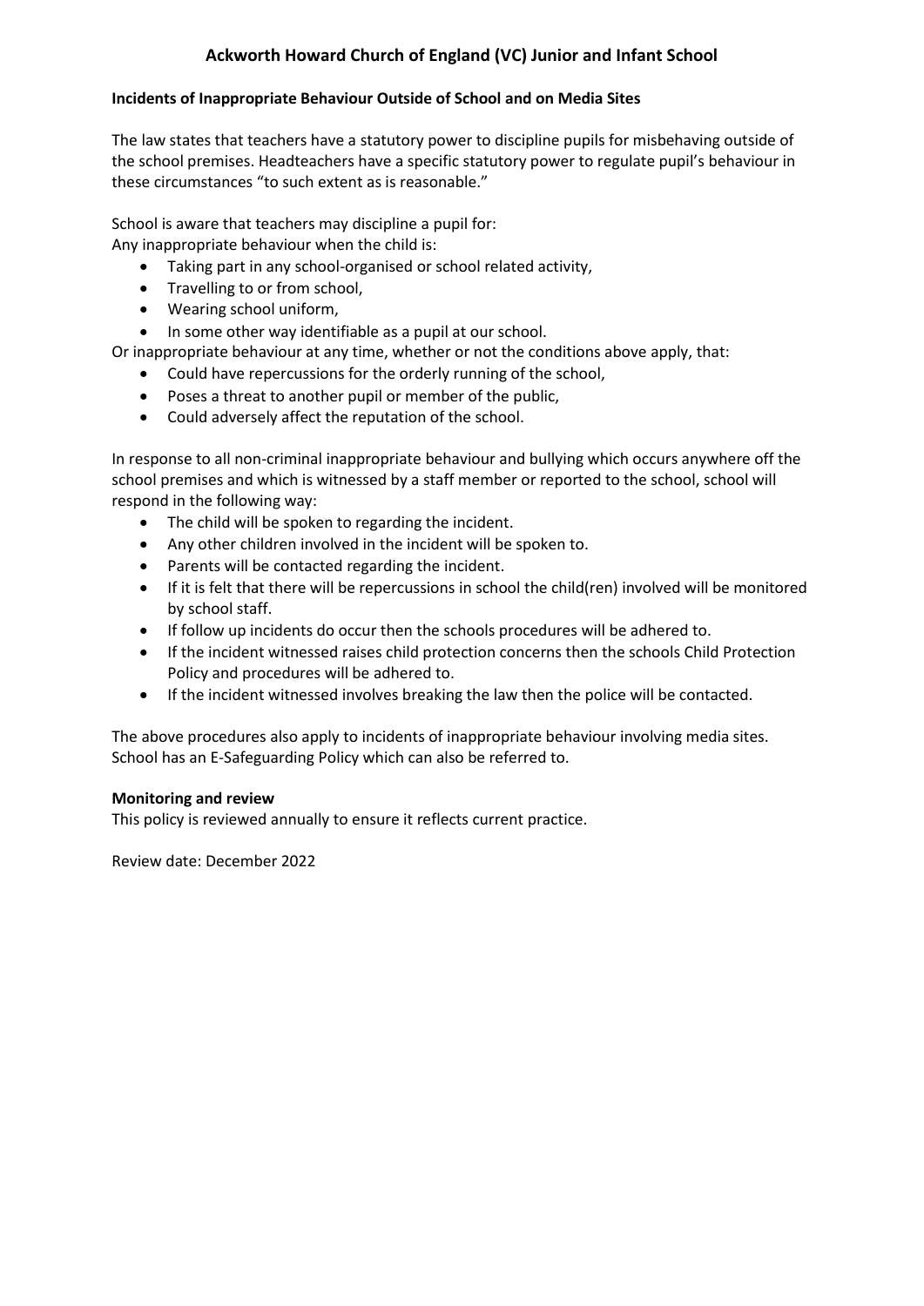Ackworth Howard Church of England (VC) Junior and Infant School

**Incidents of Inappropriate Behaviour Outside of School and on Media Sites**

The law states that teachers have a statutory power to discipline pupils for misbehaving outside of the school premises. Headteachers have a specific statutory power to regulate pupil's behaviour in these circumstances "to such extent as is reasonable."

School is aware that teachers may discipline a pupil for:
Any inappropriate behaviour when the child is:

- Taking part in any school-organised or school related activity,
- Travelling to or from school,
- Wearing school uniform,
- In some other way identifiable as a pupil at our school.

Or inappropriate behaviour at any time, whether or not the conditions above apply, that:

- Could have repercussions for the orderly running of the school,
- Poses a threat to another pupil or member of the public,
- Could adversely affect the reputation of the school.

In response to all non-criminal inappropriate behaviour and bullying which occurs anywhere off the school premises and which is witnessed by a staff member or reported to the school, school will respond in the following way:

- The child will be spoken to regarding the incident.
- Any other children involved in the incident will be spoken to.
- Parents will be contacted regarding the incident.
- If it is felt that there will be repercussions in school the child(ren) involved will be monitored by school staff.
- If follow up incidents do occur then the schools procedures will be adhered to.
- If the incident witnessed raises child protection concerns then the schools Child Protection Policy and procedures will be adhered to.
- If the incident witnessed involves breaking the law then the police will be contacted.

The above procedures also apply to incidents of inappropriate behaviour involving media sites. School has an E-Safeguarding Policy which can also be referred to.

**Monitoring and review**
This policy is reviewed annually to ensure it reflects current practice.

Review date: December 2022